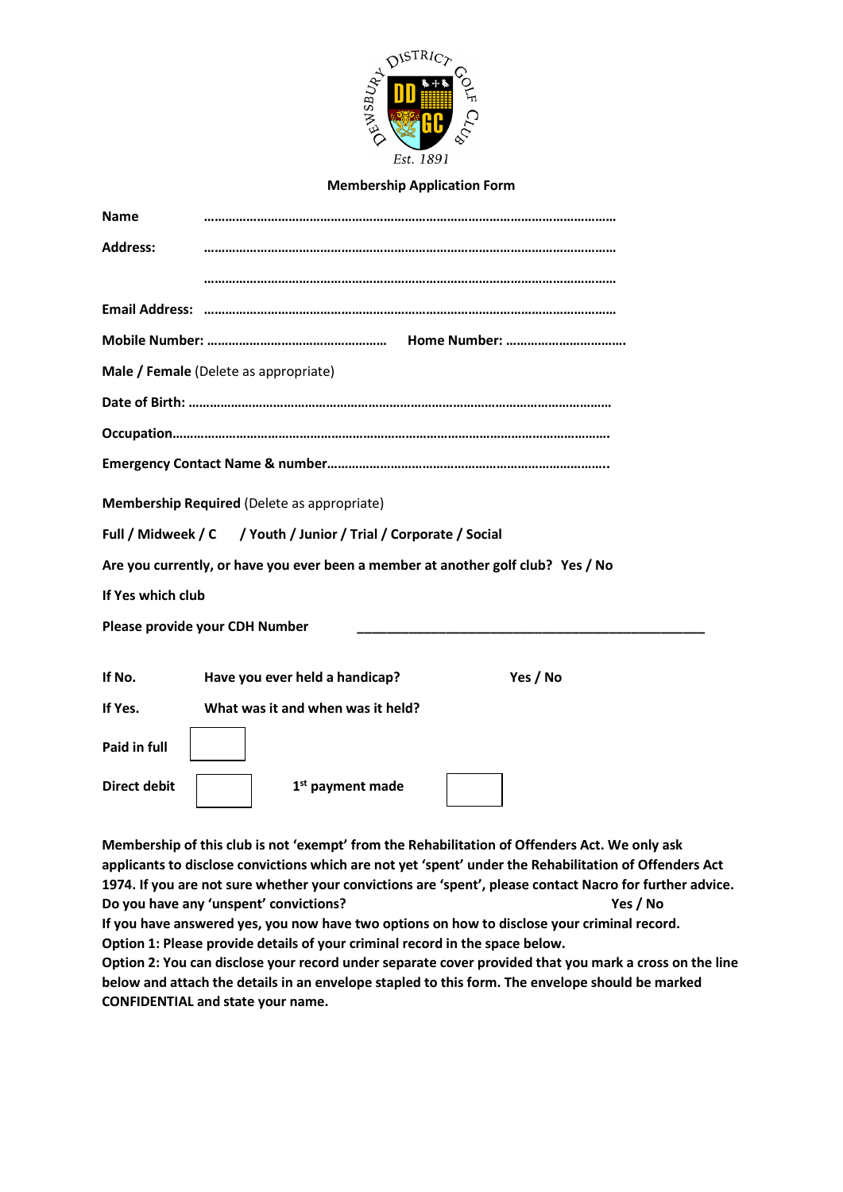DEWSBURY DISTRICT GOLF CLUB

Est. 1891

## Membership Application Form

**Name** ……………………………………………………………………………………………………

**Address:** ……………………………………………………………………………………………………

……………………………………………………………………………………………………

**Email Address:** ……………………………………………………………………………………………………

**Mobile Number:** …………………………………………… **Home Number:** ……………………………

**Male / Female** (Delete as appropriate)

**Date of Birth:** ……………………………………………………………………………………………………

**Occupation**……………………………………………………………………………………………………

**Emergency Contact Name & number**……………………………………………………………………..

**Membership Required** (Delete as appropriate)

**Full / Midweek / C / Youth / Junior / Trial / Corporate / Social**

**Are you currently, or have you ever been a member at another golf club? Yes / No**

**If Yes which club**

**Please provide your CDH Number** ________________________________________________

**If No.** **Have you ever held a handicap?** **Yes / No**

**If Yes.** **What was it and when was it held?**

**Paid in full** ☐

**Direct debit** ☐ **1st payment made** ☐

**Membership of this club is not 'exempt' from the Rehabilitation of Offenders Act. We only ask applicants to disclose convictions which are not yet 'spent' under the Rehabilitation of Offenders Act 1974. If you are not sure whether your convictions are 'spent', please contact Nacro for further advice.**
**Do you have any 'unspent' convictions?** **Yes / No**
**If you have answered yes, you now have two options on how to disclose your criminal record.**
**Option 1: Please provide details of your criminal record in the space below.**
**Option 2: You can disclose your record under separate cover provided that you mark a cross on the line below and attach the details in an envelope stapled to this form. The envelope should be marked CONFIDENTIAL and state your name.**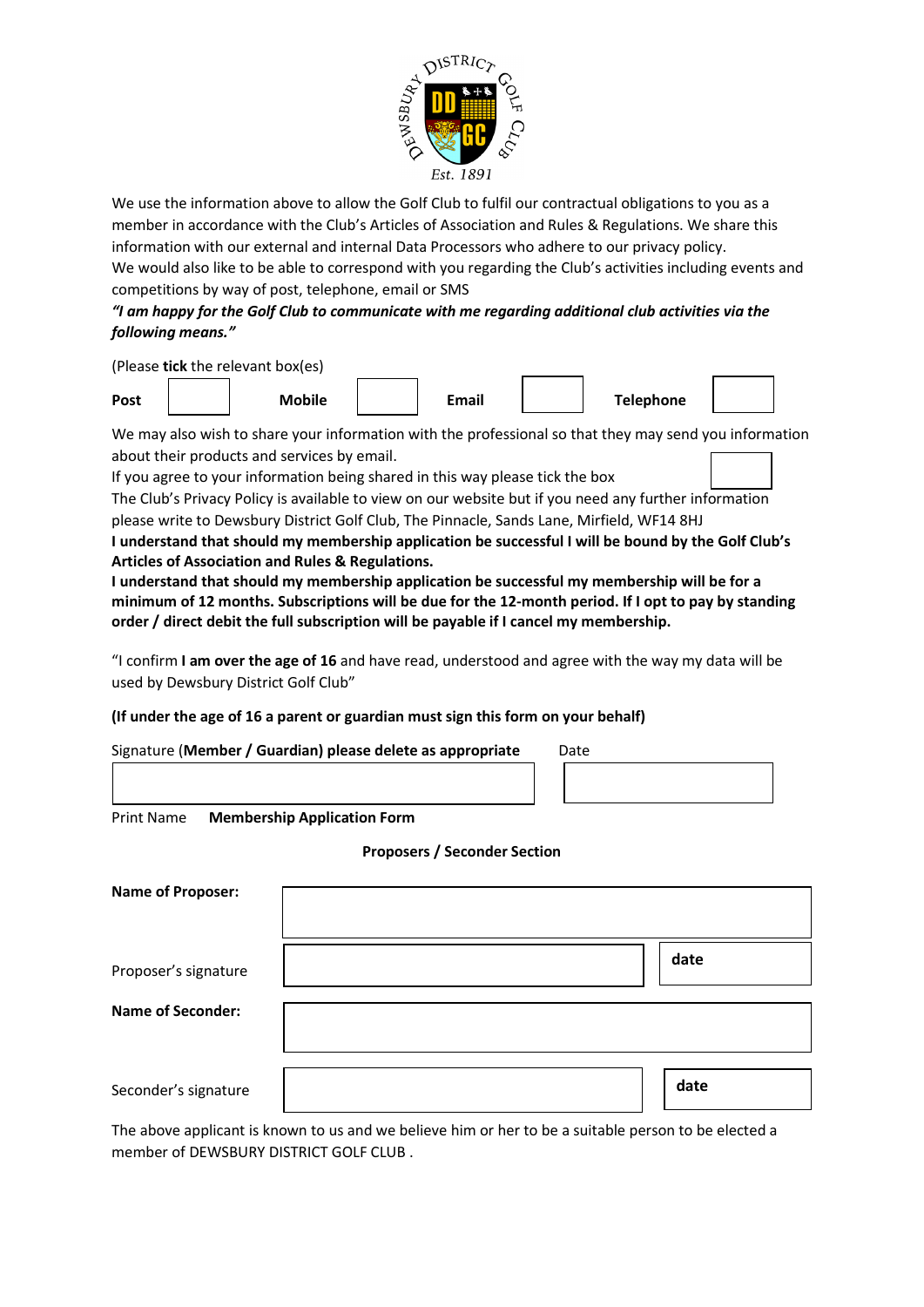We use the information above to allow the Golf Club to fulfil our contractual obligations to you as a member in accordance with the Club's Articles of Association and Rules & Regulations. We share this information with our external and internal Data Processors who adhere to our privacy policy.
We would also like to be able to correspond with you regarding the Club's activities including events and competitions by way of post, telephone, email or SMS

***"I am happy for the Golf Club to communicate with me regarding additional club activities via the following means."***

(Please **tick** the relevant box(es)

| | | | | | | | |
|---|---|---|---|---|---|---|---|
| **Post** | | **Mobile** | | **Email** | | **Telephone** | |

We may also wish to share your information with the professional so that they may send you information about their products and services by email.
If you agree to your information being shared in this way please tick the box

The Club's Privacy Policy is available to view on our website but if you need any further information please write to Dewsbury District Golf Club, The Pinnacle, Sands Lane, Mirfield, WF14 8HJ

**I understand that should my membership application be successful I will be bound by the Golf Club's Articles of Association and Rules & Regulations.**

**I understand that should my membership application be successful my membership will be for a minimum of 12 months. Subscriptions will be due for the 12-month period. If I opt to pay by standing order / direct debit the full subscription will be payable if I cancel my membership.**

"I confirm **I am over the age of 16** and have read, understood and agree with the way my data will be used by Dewsbury District Golf Club"

**(If under the age of 16 a parent or guardian must sign this form on your behalf)**

| Signature (**Member / Guardian) please delete as appropriate** | Date |
|---|---|
| | |

Print Name **Membership Application Form**

**Proposers / Seconder Section**

| | | |
|---|---|---|
| **Name of Proposer:** | | |
| Proposer's signature | | **date** |
| **Name of Seconder:** | | |
| Seconder's signature | | **date** |

The above applicant is known to us and we believe him or her to be a suitable person to be elected a member of DEWSBURY DISTRICT GOLF CLUB .